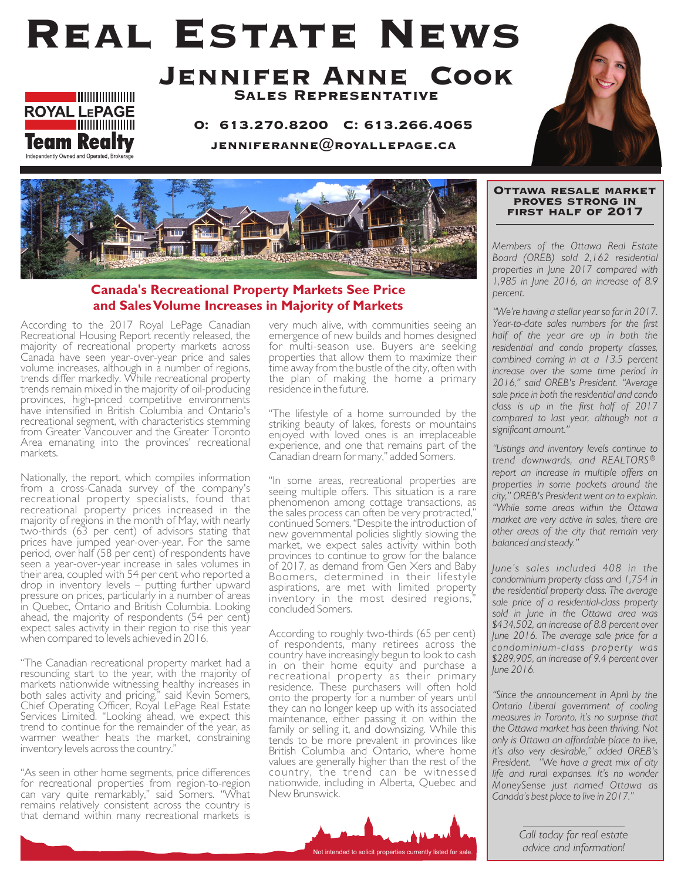# Real Estate News

## Jennifer Anne Cook

### Sales Representative

**O: 613.270.8200 C: 613.266.4065**

**jenniferanne@royallepage.ca**

ROYAL LEPAGE Team Realty
Independently Owned and Operated, Brokerage

## Canada's Recreational Property Markets See Price and Sales Volume Increases in Majority of Markets

According to the 2017 Royal LePage Canadian Recreational Housing Report recently released, the majority of recreational property markets across Canada have seen year-over-year price and sales volume increases, although in a number of regions, trends differ markedly. While recreational property trends remain mixed in the majority of oil-producing provinces, high-priced competitive environments have intensified in British Columbia and Ontario's recreational segment, with characteristics stemming from Greater Vancouver and the Greater Toronto Area emanating into the provinces' recreational markets.

Nationally, the report, which compiles information from a cross-Canada survey of the company's recreational property specialists, found that recreational property prices increased in the majority of regions in the month of May, with nearly two-thirds (63 per cent) of advisors stating that prices have jumped year-over-year. For the same period, over half (58 per cent) of respondents have seen a year-over-year increase in sales volumes in their area, coupled with 54 per cent who reported a drop in inventory levels – putting further upward pressure on prices, particularly in a number of areas in Quebec, Ontario and British Columbia. Looking ahead, the majority of respondents (54 per cent) expect sales activity in their region to rise this year when compared to levels achieved in 2016.

"The Canadian recreational property market had a resounding start to the year, with the majority of markets nationwide witnessing healthy increases in both sales activity and pricing," said Kevin Somers, Chief Operating Officer, Royal LePage Real Estate Services Limited. "Looking ahead, we expect this trend to continue for the remainder of the year, as warmer weather heats the market, constraining inventory levels across the country."

"As seen in other home segments, price differences for recreational properties from region-to-region can vary quite remarkably," said Somers. "What remains relatively consistent across the country is that demand within many recreational markets is very much alive, with communities seeing an emergence of new builds and homes designed for multi-season use. Buyers are seeking properties that allow them to maximize their time away from the bustle of the city, often with the plan of making the home a primary residence in the future.

"The lifestyle of a home surrounded by the striking beauty of lakes, forests or mountains enjoyed with loved ones is an irreplaceable experience, and one that remains part of the Canadian dream for many," added Somers.

"In some areas, recreational properties are seeing multiple offers. This situation is a rare phenomenon among cottage transactions, as the sales process can often be very protracted," continued Somers. "Despite the introduction of new governmental policies slightly slowing the market, we expect sales activity within both provinces to continue to grow for the balance of 2017, as demand from Gen Xers and Baby Boomers, determined in their lifestyle aspirations, are met with limited property inventory in the most desired regions," concluded Somers.

According to roughly two-thirds (65 per cent) of respondents, many retirees across the country have increasingly begun to look to cash in on their home equity and purchase a recreational property as their primary residence. These purchasers will often hold onto the property for a number of years until they can no longer keep up with its associated maintenance, either passing it on within the family or selling it, and downsizing. While this tends to be more prevalent in provinces like British Columbia and Ontario, where home values are generally higher than the rest of the country, the trend can be witnessed nationwide, including in Alberta, Quebec and New Brunswick.

### Ottawa resale market proves strong in first half of 2017

*Members of the Ottawa Real Estate Board (OREB) sold 2,162 residential properties in June 2017 compared with 1,985 in June 2016, an increase of 8.9 percent.*

*"We're having a stellar year so far in 2017. Year-to-date sales numbers for the first half of the year are up in both the residential and condo property classes, combined coming in at a 13.5 percent increase over the same time period in 2016," said OREB's President. "Average sale price in both the residential and condo class is up in the first half of 2017 compared to last year, although not a significant amount."*

*"Listings and inventory levels continue to trend downwards, and REALTORS® report an increase in multiple offers on properties in some pockets around the city," OREB's President went on to explain. "While some areas within the Ottawa market are very active in sales, there are other areas of the city that remain very balanced and steady."*

*June's sales included 408 in the condominium property class and 1,754 in the residential property class. The average sale price of a residential-class property sold in June in the Ottawa area was $434,502, an increase of 8.8 percent over June 2016. The average sale price for a condominium-class property was $289,905, an increase of 9.4 percent over June 2016.*

*"Since the announcement in April by the Ontario Liberal government of cooling measures in Toronto, it's no surprise that the Ottawa market has been thriving. Not only is Ottawa an affordable place to live, it's also very desirable," added OREB's President. "We have a great mix of city life and rural expanses. It's no wonder MoneySense just named Ottawa as Canada's best place to live in 2017."*

*Call today for real estate advice and information!*

Not intended to solicit properties currently listed for sale.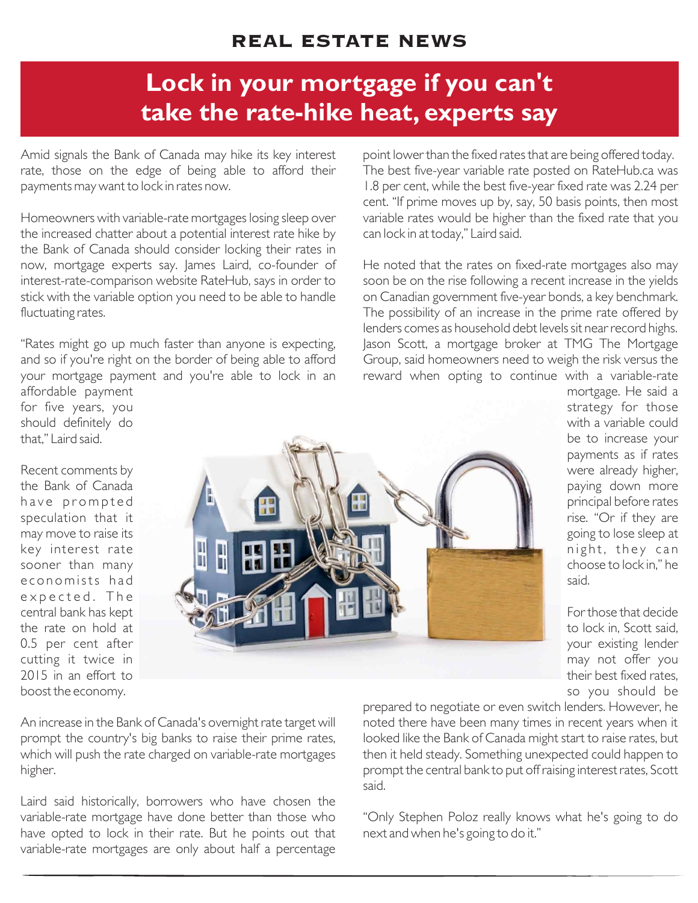REAL ESTATE NEWS

# Lock in your mortgage if you can't take the rate-hike heat, experts say

Amid signals the Bank of Canada may hike its key interest rate, those on the edge of being able to afford their payments may want to lock in rates now.

Homeowners with variable-rate mortgages losing sleep over the increased chatter about a potential interest rate hike by the Bank of Canada should consider locking their rates in now, mortgage experts say. James Laird, co-founder of interest-rate-comparison website RateHub, says in order to stick with the variable option you need to be able to handle fluctuating rates.

"Rates might go up much faster than anyone is expecting, and so if you're right on the border of being able to afford your mortgage payment and you're able to lock in an affordable payment for five years, you should definitely do that," Laird said.

Recent comments by the Bank of Canada have prompted speculation that it may move to raise its key interest rate sooner than many economists had expected. The central bank has kept the rate on hold at 0.5 per cent after cutting it twice in 2015 in an effort to boost the economy.

An increase in the Bank of Canada's overnight rate target will prompt the country's big banks to raise their prime rates, which will push the rate charged on variable-rate mortgages higher.

Laird said historically, borrowers who have chosen the variable-rate mortgage have done better than those who have opted to lock in their rate. But he points out that variable-rate mortgages are only about half a percentage point lower than the fixed rates that are being offered today. The best five-year variable rate posted on RateHub.ca was 1.8 per cent, while the best five-year fixed rate was 2.24 per cent. "If prime moves up by, say, 50 basis points, then most variable rates would be higher than the fixed rate that you can lock in at today," Laird said.

He noted that the rates on fixed-rate mortgages also may soon be on the rise following a recent increase in the yields on Canadian government five-year bonds, a key benchmark. The possibility of an increase in the prime rate offered by lenders comes as household debt levels sit near record highs. Jason Scott, a mortgage broker at TMG The Mortgage Group, said homeowners need to weigh the risk versus the reward when opting to continue with a variable-rate mortgage. He said a strategy for those with a variable could be to increase your payments as if rates were already higher, paying down more principal before rates rise. "Or if they are going to lose sleep at night, they can choose to lock in," he said.

For those that decide to lock in, Scott said, your existing lender may not offer you their best fixed rates, so you should be prepared to negotiate or even switch lenders. However, he noted there have been many times in recent years when it looked like the Bank of Canada might start to raise rates, but then it held steady. Something unexpected could happen to prompt the central bank to put off raising interest rates, Scott said.

"Only Stephen Poloz really knows what he's going to do next and when he's going to do it."